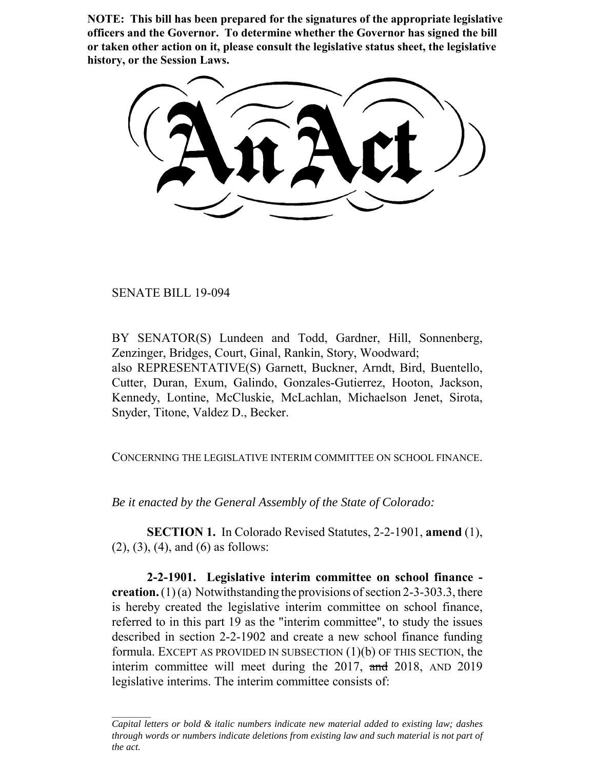**NOTE: This bill has been prepared for the signatures of the appropriate legislative officers and the Governor. To determine whether the Governor has signed the bill or taken other action on it, please consult the legislative status sheet, the legislative history, or the Session Laws.**

# An Act

SENATE BILL 19-094

BY SENATOR(S) Lundeen and Todd, Gardner, Hill, Sonnenberg, Zenzinger, Bridges, Court, Ginal, Rankin, Story, Woodward;
also REPRESENTATIVE(S) Garnett, Buckner, Arndt, Bird, Buentello, Cutter, Duran, Exum, Galindo, Gonzales-Gutierrez, Hooton, Jackson, Kennedy, Lontine, McCluskie, McLachlan, Michaelson Jenet, Sirota, Snyder, Titone, Valdez D., Becker.

CONCERNING THE LEGISLATIVE INTERIM COMMITTEE ON SCHOOL FINANCE.

*Be it enacted by the General Assembly of the State of Colorado:*

**SECTION 1.** In Colorado Revised Statutes, 2-2-1901, **amend** (1), (2), (3), (4), and (6) as follows:

**2-2-1901. Legislative interim committee on school finance - creation.** (1) (a) Notwithstanding the provisions of section 2-3-303.3, there is hereby created the legislative interim committee on school finance, referred to in this part 19 as the "interim committee", to study the issues described in section 2-2-1902 and create a new school finance funding formula. EXCEPT AS PROVIDED IN SUBSECTION (1)(b) OF THIS SECTION, the interim committee will meet during the 2017, ~~and~~ 2018, AND 2019 legislative interims. The interim committee consists of:

*Capital letters or bold & italic numbers indicate new material added to existing law; dashes through words or numbers indicate deletions from existing law and such material is not part of the act.*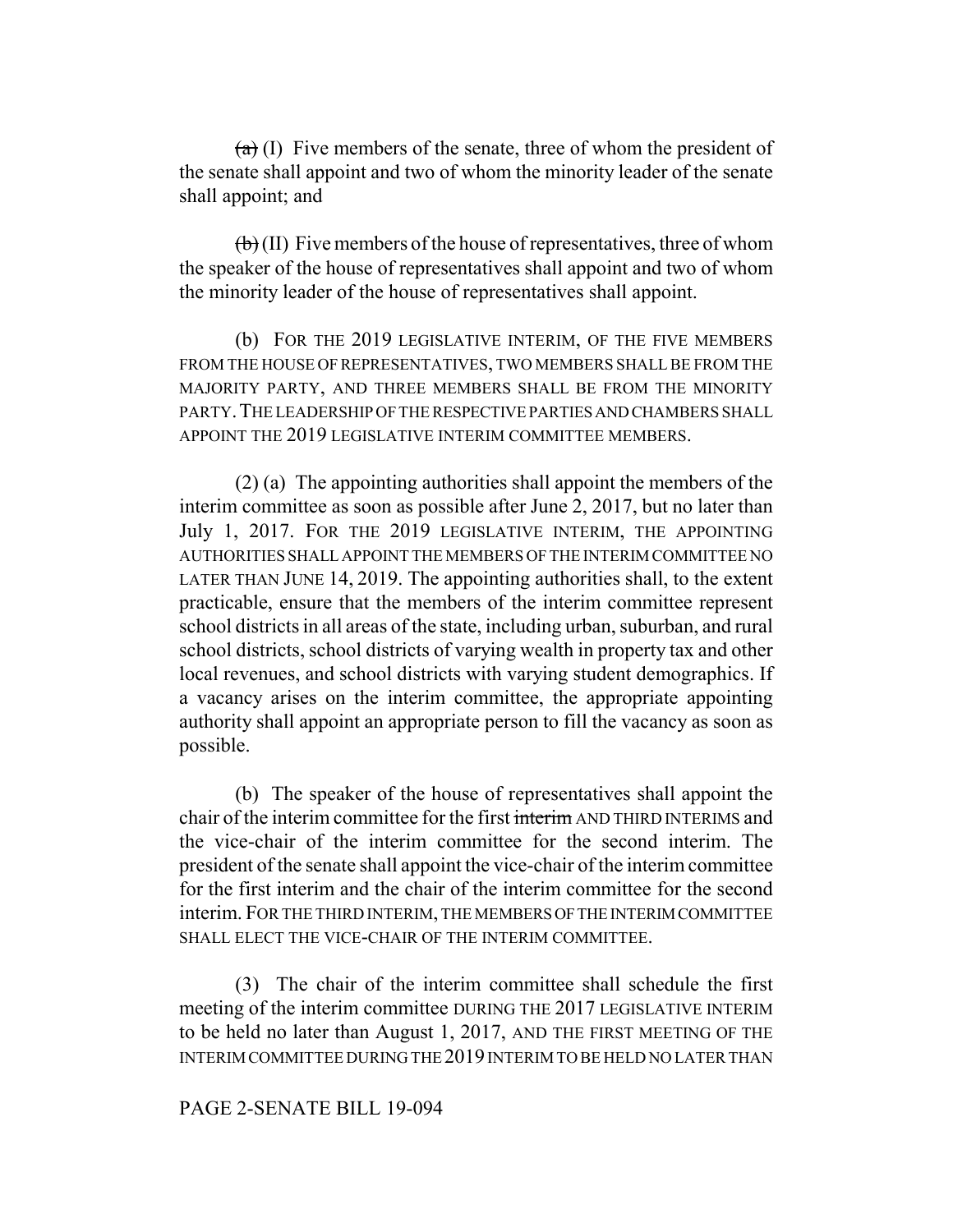~~(a)~~ (I) Five members of the senate, three of whom the president of the senate shall appoint and two of whom the minority leader of the senate shall appoint; and

~~(b)~~ (II) Five members of the house of representatives, three of whom the speaker of the house of representatives shall appoint and two of whom the minority leader of the house of representatives shall appoint.

(b) FOR THE 2019 LEGISLATIVE INTERIM, OF THE FIVE MEMBERS FROM THE HOUSE OF REPRESENTATIVES, TWO MEMBERS SHALL BE FROM THE MAJORITY PARTY, AND THREE MEMBERS SHALL BE FROM THE MINORITY PARTY. THE LEADERSHIP OF THE RESPECTIVE PARTIES AND CHAMBERS SHALL APPOINT THE 2019 LEGISLATIVE INTERIM COMMITTEE MEMBERS.

(2) (a) The appointing authorities shall appoint the members of the interim committee as soon as possible after June 2, 2017, but no later than July 1, 2017. FOR THE 2019 LEGISLATIVE INTERIM, THE APPOINTING AUTHORITIES SHALL APPOINT THE MEMBERS OF THE INTERIM COMMITTEE NO LATER THAN JUNE 14, 2019. The appointing authorities shall, to the extent practicable, ensure that the members of the interim committee represent school districts in all areas of the state, including urban, suburban, and rural school districts, school districts of varying wealth in property tax and other local revenues, and school districts with varying student demographics. If a vacancy arises on the interim committee, the appropriate appointing authority shall appoint an appropriate person to fill the vacancy as soon as possible.

(b) The speaker of the house of representatives shall appoint the chair of the interim committee for the first ~~interim~~ AND THIRD INTERIMS and the vice-chair of the interim committee for the second interim. The president of the senate shall appoint the vice-chair of the interim committee for the first interim and the chair of the interim committee for the second interim. FOR THE THIRD INTERIM, THE MEMBERS OF THE INTERIM COMMITTEE SHALL ELECT THE VICE-CHAIR OF THE INTERIM COMMITTEE.

(3) The chair of the interim committee shall schedule the first meeting of the interim committee DURING THE 2017 LEGISLATIVE INTERIM to be held no later than August 1, 2017, AND THE FIRST MEETING OF THE INTERIM COMMITTEE DURING THE 2019 INTERIM TO BE HELD NO LATER THAN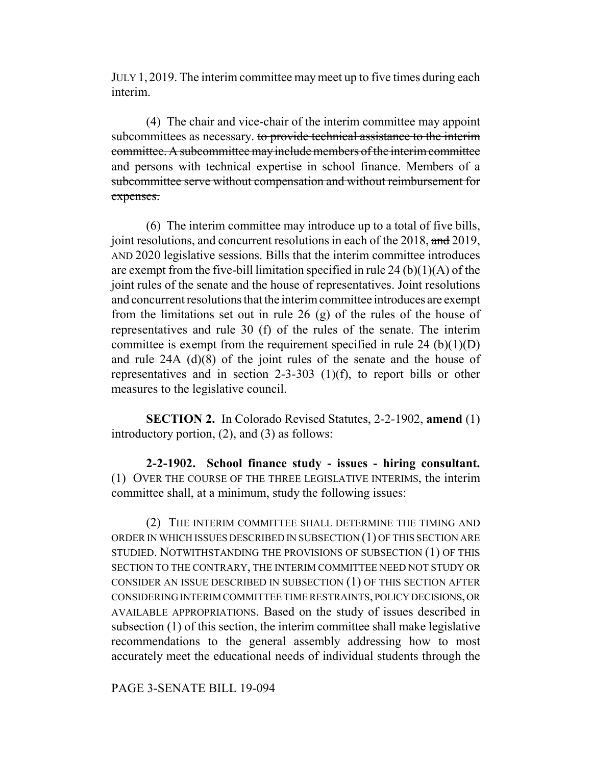JULY 1, 2019. The interim committee may meet up to five times during each interim.

(4) The chair and vice-chair of the interim committee may appoint subcommittees as necessary. ~~to provide technical assistance to the interim committee. A subcommittee may include members of the interim committee and persons with technical expertise in school finance. Members of a subcommittee serve without compensation and without reimbursement for expenses.~~

(6) The interim committee may introduce up to a total of five bills, joint resolutions, and concurrent resolutions in each of the 2018, ~~and~~ 2019, AND 2020 legislative sessions. Bills that the interim committee introduces are exempt from the five-bill limitation specified in rule 24 (b)(1)(A) of the joint rules of the senate and the house of representatives. Joint resolutions and concurrent resolutions that the interim committee introduces are exempt from the limitations set out in rule 26 (g) of the rules of the house of representatives and rule 30 (f) of the rules of the senate. The interim committee is exempt from the requirement specified in rule 24 (b)(1)(D) and rule 24A (d)(8) of the joint rules of the senate and the house of representatives and in section 2-3-303 (1)(f), to report bills or other measures to the legislative council.

**SECTION 2.** In Colorado Revised Statutes, 2-2-1902, **amend** (1) introductory portion, (2), and (3) as follows:

**2-2-1902. School finance study - issues - hiring consultant.** (1) OVER THE COURSE OF THE THREE LEGISLATIVE INTERIMS, the interim committee shall, at a minimum, study the following issues:

(2) THE INTERIM COMMITTEE SHALL DETERMINE THE TIMING AND ORDER IN WHICH ISSUES DESCRIBED IN SUBSECTION (1) OF THIS SECTION ARE STUDIED. NOTWITHSTANDING THE PROVISIONS OF SUBSECTION (1) OF THIS SECTION TO THE CONTRARY, THE INTERIM COMMITTEE NEED NOT STUDY OR CONSIDER AN ISSUE DESCRIBED IN SUBSECTION (1) OF THIS SECTION AFTER CONSIDERING INTERIM COMMITTEE TIME RESTRAINTS, POLICY DECISIONS, OR AVAILABLE APPROPRIATIONS. Based on the study of issues described in subsection (1) of this section, the interim committee shall make legislative recommendations to the general assembly addressing how to most accurately meet the educational needs of individual students through the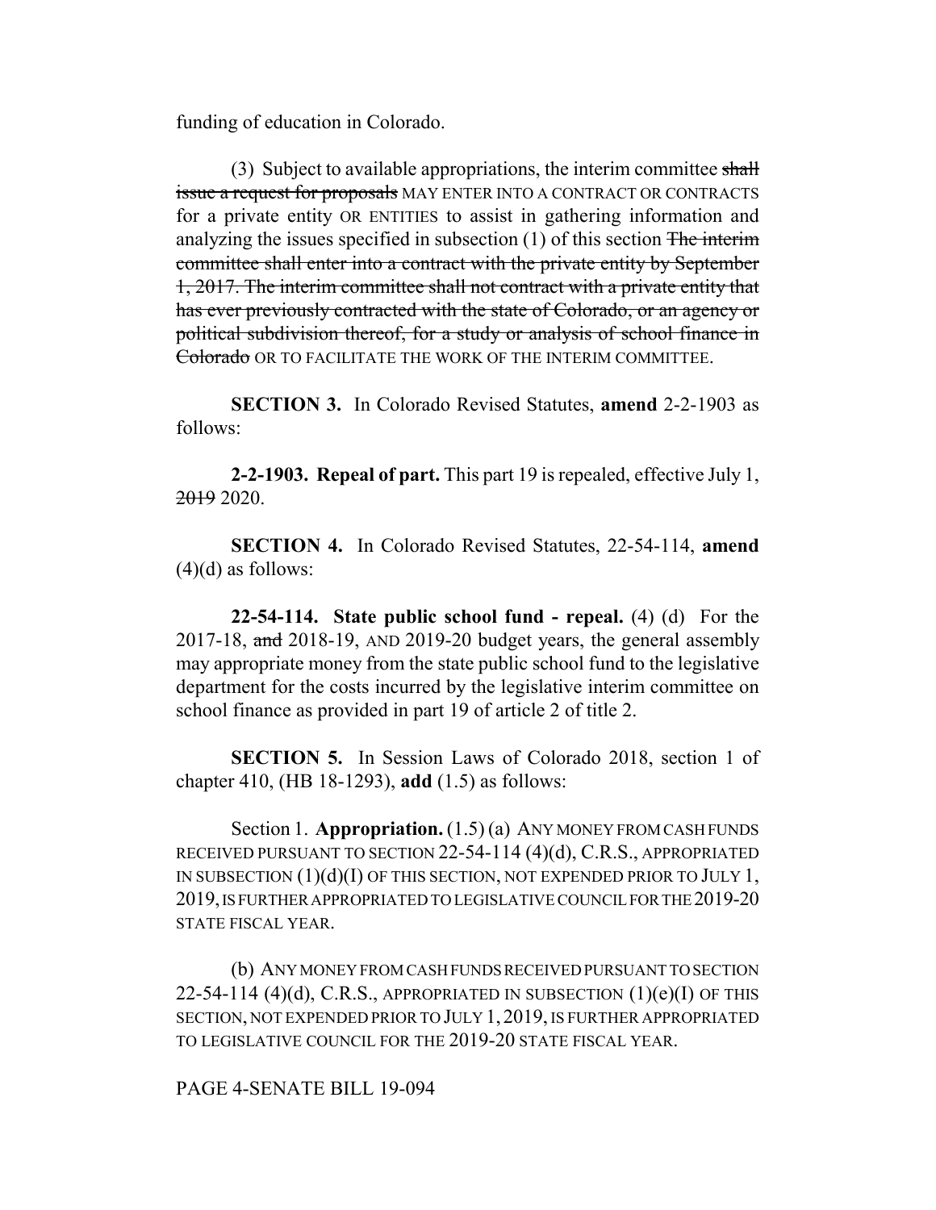funding of education in Colorado.

(3) Subject to available appropriations, the interim committee ~~shall issue a request for proposals~~ MAY ENTER INTO A CONTRACT OR CONTRACTS for a private entity OR ENTITIES to assist in gathering information and analyzing the issues specified in subsection (1) of this section ~~The interim committee shall enter into a contract with the private entity by September 1, 2017. The interim committee shall not contract with a private entity that has ever previously contracted with the state of Colorado, or an agency or political subdivision thereof, for a study or analysis of school finance in Colorado~~ OR TO FACILITATE THE WORK OF THE INTERIM COMMITTEE.

**SECTION 3.** In Colorado Revised Statutes, **amend** 2-2-1903 as follows:

**2-2-1903. Repeal of part.** This part 19 is repealed, effective July 1, ~~2019~~ 2020.

**SECTION 4.** In Colorado Revised Statutes, 22-54-114, **amend** (4)(d) as follows:

**22-54-114. State public school fund - repeal.** (4) (d) For the 2017-18, ~~and~~ 2018-19, AND 2019-20 budget years, the general assembly may appropriate money from the state public school fund to the legislative department for the costs incurred by the legislative interim committee on school finance as provided in part 19 of article 2 of title 2.

**SECTION 5.** In Session Laws of Colorado 2018, section 1 of chapter 410, (HB 18-1293), **add** (1.5) as follows:

Section 1. **Appropriation.** (1.5) (a) ANY MONEY FROM CASH FUNDS RECEIVED PURSUANT TO SECTION 22-54-114 (4)(d), C.R.S., APPROPRIATED IN SUBSECTION (1)(d)(I) OF THIS SECTION, NOT EXPENDED PRIOR TO JULY 1, 2019, IS FURTHER APPROPRIATED TO LEGISLATIVE COUNCIL FOR THE 2019-20 STATE FISCAL YEAR.

(b) ANY MONEY FROM CASH FUNDS RECEIVED PURSUANT TO SECTION 22-54-114 (4)(d), C.R.S., APPROPRIATED IN SUBSECTION (1)(e)(I) OF THIS SECTION, NOT EXPENDED PRIOR TO JULY 1, 2019, IS FURTHER APPROPRIATED TO LEGISLATIVE COUNCIL FOR THE 2019-20 STATE FISCAL YEAR.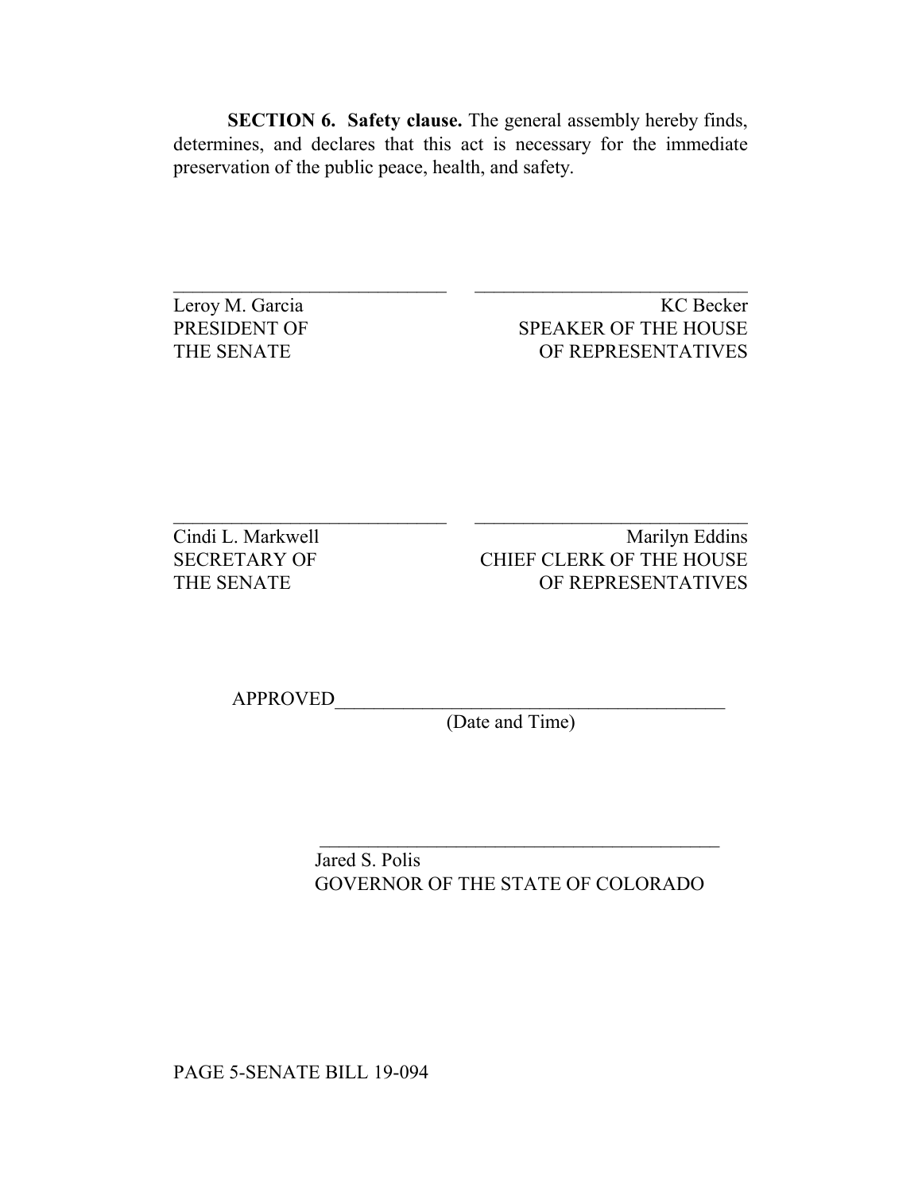**SECTION 6. Safety clause.** The general assembly hereby finds, determines, and declares that this act is necessary for the immediate preservation of the public peace, health, and safety.

____________________________ ____________________________
Leroy M. Garcia
PRESIDENT OF
THE SENATE

KC Becker
SPEAKER OF THE HOUSE
OF REPRESENTATIVES

____________________________ ____________________________
Cindi L. Markwell
SECRETARY OF
THE SENATE

Marilyn Eddins
CHIEF CLERK OF THE HOUSE
OF REPRESENTATIVES

APPROVED________________________________________
(Date and Time)

_________________________________________
Jared S. Polis
GOVERNOR OF THE STATE OF COLORADO

PAGE 5-SENATE BILL 19-094